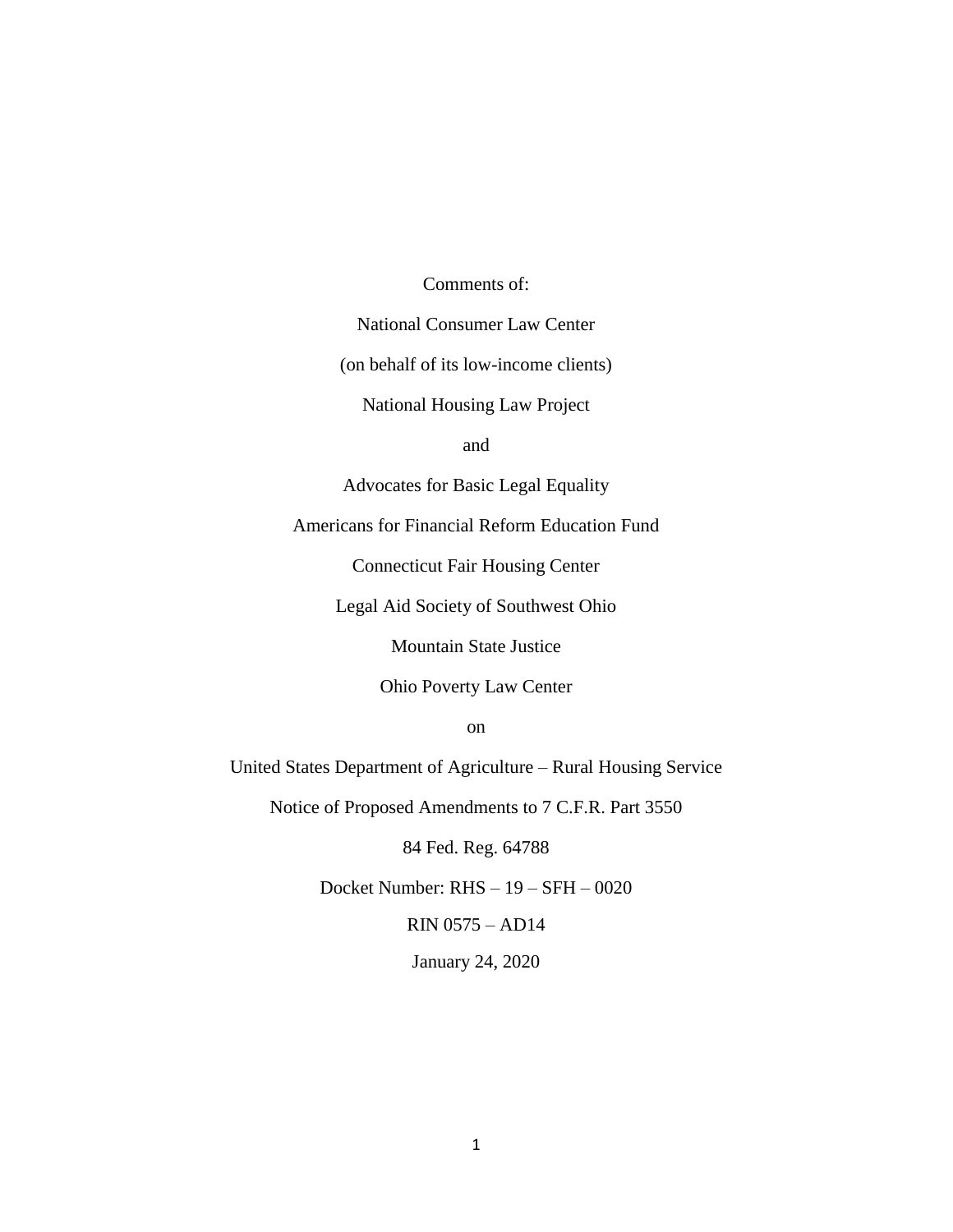Comments of:

National Consumer Law Center

(on behalf of its low-income clients)

National Housing Law Project

and

Advocates for Basic Legal Equality

Americans for Financial Reform Education Fund

Connecticut Fair Housing Center

Legal Aid Society of Southwest Ohio

Mountain State Justice

Ohio Poverty Law Center

on

United States Department of Agriculture – Rural Housing Service

Notice of Proposed Amendments to 7 C.F.R. Part 3550

84 Fed. Reg. 64788

Docket Number: RHS – 19 – SFH – 0020

RIN 0575 – AD14

January 24, 2020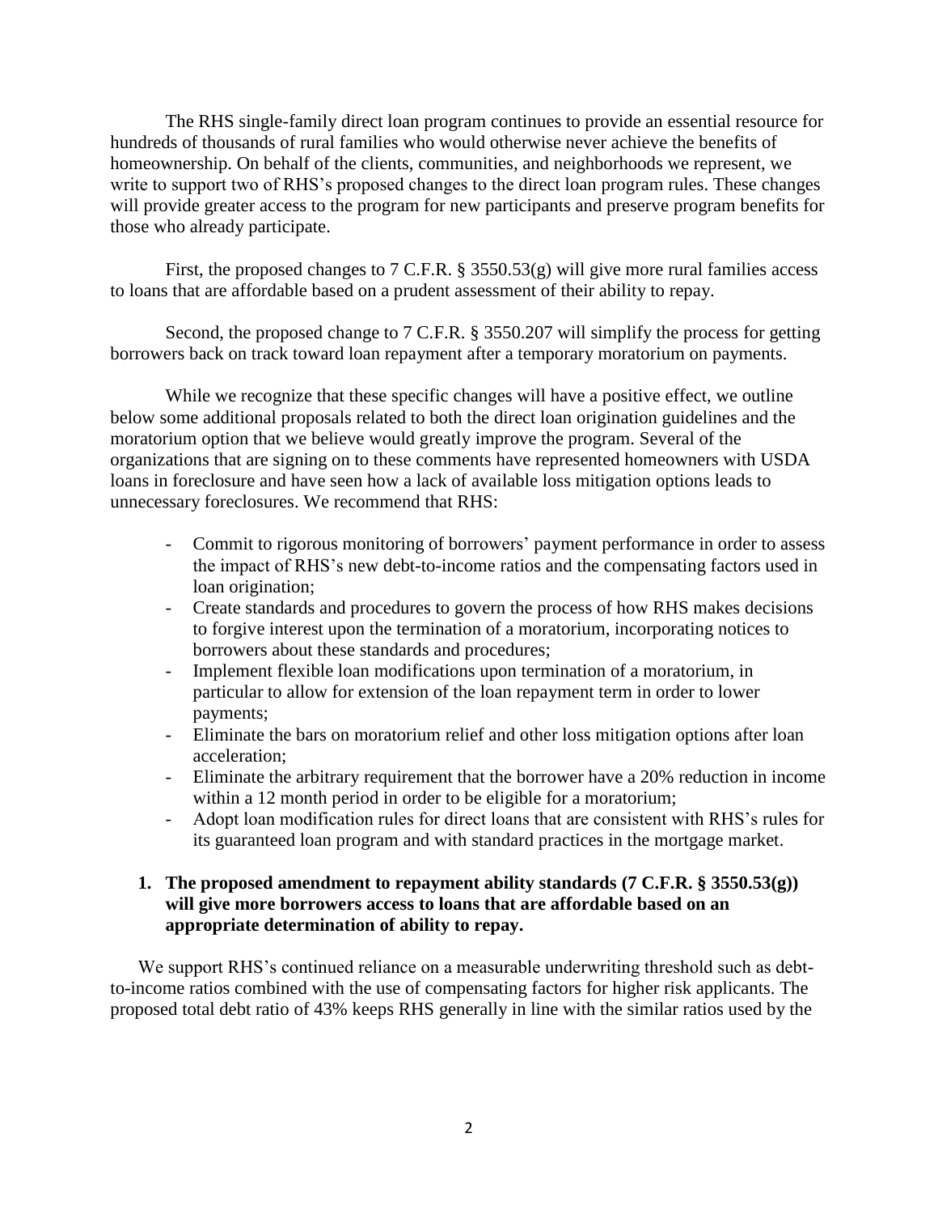The RHS single-family direct loan program continues to provide an essential resource for hundreds of thousands of rural families who would otherwise never achieve the benefits of homeownership. On behalf of the clients, communities, and neighborhoods we represent, we write to support two of RHS's proposed changes to the direct loan program rules. These changes will provide greater access to the program for new participants and preserve program benefits for those who already participate.

First, the proposed changes to 7 C.F.R. § 3550.53(g) will give more rural families access to loans that are affordable based on a prudent assessment of their ability to repay.

Second, the proposed change to 7 C.F.R. § 3550.207 will simplify the process for getting borrowers back on track toward loan repayment after a temporary moratorium on payments.

While we recognize that these specific changes will have a positive effect, we outline below some additional proposals related to both the direct loan origination guidelines and the moratorium option that we believe would greatly improve the program. Several of the organizations that are signing on to these comments have represented homeowners with USDA loans in foreclosure and have seen how a lack of available loss mitigation options leads to unnecessary foreclosures. We recommend that RHS:

- Commit to rigorous monitoring of borrowers' payment performance in order to assess the impact of RHS's new debt-to-income ratios and the compensating factors used in loan origination;
- Create standards and procedures to govern the process of how RHS makes decisions to forgive interest upon the termination of a moratorium, incorporating notices to borrowers about these standards and procedures;
- Implement flexible loan modifications upon termination of a moratorium, in particular to allow for extension of the loan repayment term in order to lower payments;
- Eliminate the bars on moratorium relief and other loss mitigation options after loan acceleration;
- Eliminate the arbitrary requirement that the borrower have a 20% reduction in income within a 12 month period in order to be eligible for a moratorium;
- Adopt loan modification rules for direct loans that are consistent with RHS's rules for its guaranteed loan program and with standard practices in the mortgage market.

**1. The proposed amendment to repayment ability standards (7 C.F.R. § 3550.53(g)) will give more borrowers access to loans that are affordable based on an appropriate determination of ability to repay.**

We support RHS's continued reliance on a measurable underwriting threshold such as debt-to-income ratios combined with the use of compensating factors for higher risk applicants. The proposed total debt ratio of 43% keeps RHS generally in line with the similar ratios used by the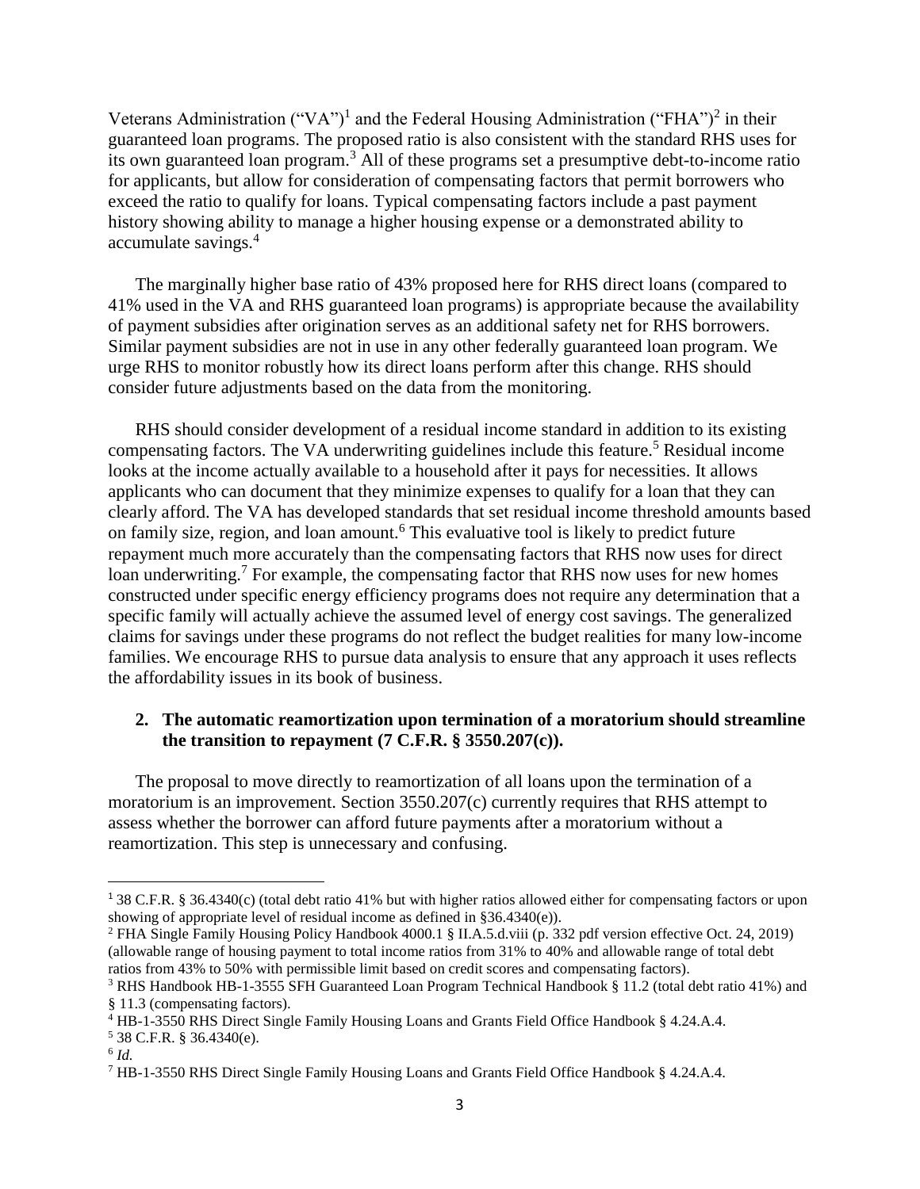Veterans Administration ("VA")[1] and the Federal Housing Administration ("FHA")[2] in their guaranteed loan programs. The proposed ratio is also consistent with the standard RHS uses for its own guaranteed loan program.[3] All of these programs set a presumptive debt-to-income ratio for applicants, but allow for consideration of compensating factors that permit borrowers who exceed the ratio to qualify for loans. Typical compensating factors include a past payment history showing ability to manage a higher housing expense or a demonstrated ability to accumulate savings.[4]

The marginally higher base ratio of 43% proposed here for RHS direct loans (compared to 41% used in the VA and RHS guaranteed loan programs) is appropriate because the availability of payment subsidies after origination serves as an additional safety net for RHS borrowers. Similar payment subsidies are not in use in any other federally guaranteed loan program. We urge RHS to monitor robustly how its direct loans perform after this change. RHS should consider future adjustments based on the data from the monitoring.

RHS should consider development of a residual income standard in addition to its existing compensating factors. The VA underwriting guidelines include this feature.[5] Residual income looks at the income actually available to a household after it pays for necessities. It allows applicants who can document that they minimize expenses to qualify for a loan that they can clearly afford. The VA has developed standards that set residual income threshold amounts based on family size, region, and loan amount.[6] This evaluative tool is likely to predict future repayment much more accurately than the compensating factors that RHS now uses for direct loan underwriting.[7] For example, the compensating factor that RHS now uses for new homes constructed under specific energy efficiency programs does not require any determination that a specific family will actually achieve the assumed level of energy cost savings. The generalized claims for savings under these programs do not reflect the budget realities for many low-income families. We encourage RHS to pursue data analysis to ensure that any approach it uses reflects the affordability issues in its book of business.

## 2. The automatic reamortization upon termination of a moratorium should streamline the transition to repayment (7 C.F.R. § 3550.207(c)).

The proposal to move directly to reamortization of all loans upon the termination of a moratorium is an improvement. Section 3550.207(c) currently requires that RHS attempt to assess whether the borrower can afford future payments after a moratorium without a reamortization. This step is unnecessary and confusing.

---

[1] 38 C.F.R. § 36.4340(c) (total debt ratio 41% but with higher ratios allowed either for compensating factors or upon showing of appropriate level of residual income as defined in §36.4340(e)).

[2] FHA Single Family Housing Policy Handbook 4000.1 § II.A.5.d.viii (p. 332 pdf version effective Oct. 24, 2019) (allowable range of housing payment to total income ratios from 31% to 40% and allowable range of total debt ratios from 43% to 50% with permissible limit based on credit scores and compensating factors).

[3] RHS Handbook HB-1-3555 SFH Guaranteed Loan Program Technical Handbook § 11.2 (total debt ratio 41%) and § 11.3 (compensating factors).

[4] HB-1-3550 RHS Direct Single Family Housing Loans and Grants Field Office Handbook § 4.24.A.4.

[5] 38 C.F.R. § 36.4340(e).

[6] *Id.*

[7] HB-1-3550 RHS Direct Single Family Housing Loans and Grants Field Office Handbook § 4.24.A.4.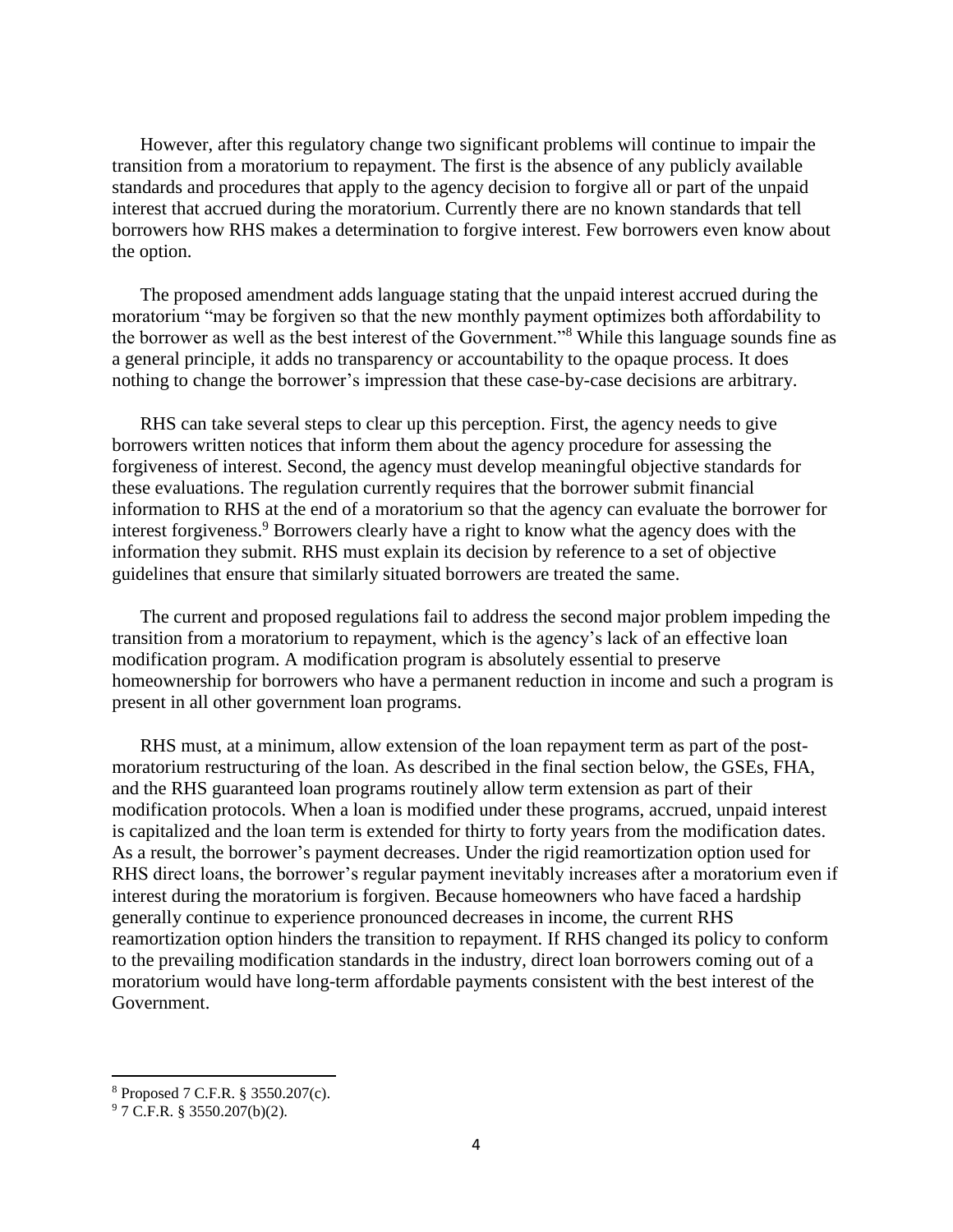However, after this regulatory change two significant problems will continue to impair the transition from a moratorium to repayment. The first is the absence of any publicly available standards and procedures that apply to the agency decision to forgive all or part of the unpaid interest that accrued during the moratorium. Currently there are no known standards that tell borrowers how RHS makes a determination to forgive interest. Few borrowers even know about the option.

The proposed amendment adds language stating that the unpaid interest accrued during the moratorium "may be forgiven so that the new monthly payment optimizes both affordability to the borrower as well as the best interest of the Government."[8] While this language sounds fine as a general principle, it adds no transparency or accountability to the opaque process. It does nothing to change the borrower's impression that these case-by-case decisions are arbitrary.

RHS can take several steps to clear up this perception. First, the agency needs to give borrowers written notices that inform them about the agency procedure for assessing the forgiveness of interest. Second, the agency must develop meaningful objective standards for these evaluations. The regulation currently requires that the borrower submit financial information to RHS at the end of a moratorium so that the agency can evaluate the borrower for interest forgiveness.[9] Borrowers clearly have a right to know what the agency does with the information they submit. RHS must explain its decision by reference to a set of objective guidelines that ensure that similarly situated borrowers are treated the same.

The current and proposed regulations fail to address the second major problem impeding the transition from a moratorium to repayment, which is the agency's lack of an effective loan modification program. A modification program is absolutely essential to preserve homeownership for borrowers who have a permanent reduction in income and such a program is present in all other government loan programs.

RHS must, at a minimum, allow extension of the loan repayment term as part of the post-moratorium restructuring of the loan. As described in the final section below, the GSEs, FHA, and the RHS guaranteed loan programs routinely allow term extension as part of their modification protocols. When a loan is modified under these programs, accrued, unpaid interest is capitalized and the loan term is extended for thirty to forty years from the modification dates. As a result, the borrower's payment decreases. Under the rigid reamortization option used for RHS direct loans, the borrower's regular payment inevitably increases after a moratorium even if interest during the moratorium is forgiven. Because homeowners who have faced a hardship generally continue to experience pronounced decreases in income, the current RHS reamortization option hinders the transition to repayment. If RHS changed its policy to conform to the prevailing modification standards in the industry, direct loan borrowers coming out of a moratorium would have long-term affordable payments consistent with the best interest of the Government.

---

[8] Proposed 7 C.F.R. § 3550.207(c).

[9] 7 C.F.R. § 3550.207(b)(2).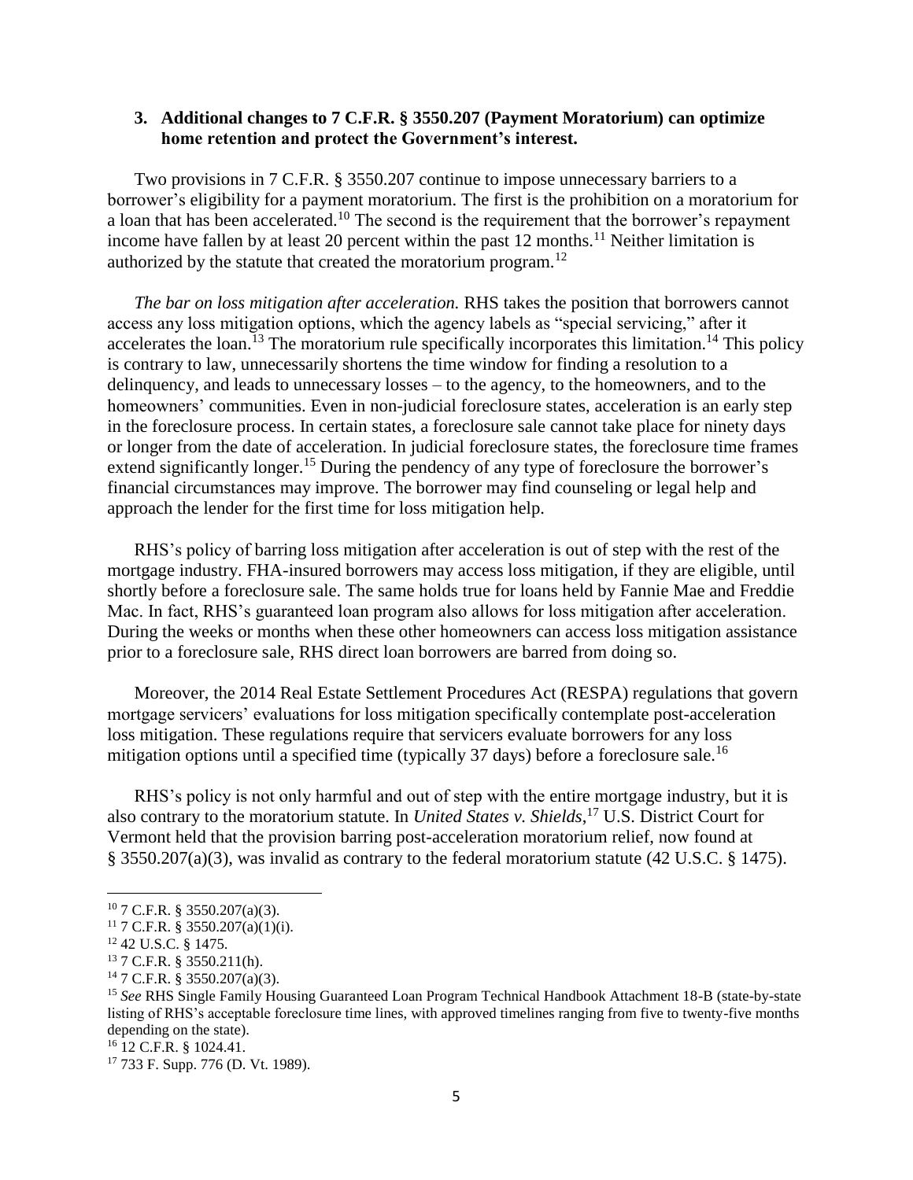### 3. Additional changes to 7 C.F.R. § 3550.207 (Payment Moratorium) can optimize home retention and protect the Government's interest.

Two provisions in 7 C.F.R. § 3550.207 continue to impose unnecessary barriers to a borrower's eligibility for a payment moratorium. The first is the prohibition on a moratorium for a loan that has been accelerated.[10] The second is the requirement that the borrower's repayment income have fallen by at least 20 percent within the past 12 months.[11] Neither limitation is authorized by the statute that created the moratorium program.[12]

*The bar on loss mitigation after acceleration.* RHS takes the position that borrowers cannot access any loss mitigation options, which the agency labels as "special servicing," after it accelerates the loan.[13] The moratorium rule specifically incorporates this limitation.[14] This policy is contrary to law, unnecessarily shortens the time window for finding a resolution to a delinquency, and leads to unnecessary losses – to the agency, to the homeowners, and to the homeowners' communities. Even in non-judicial foreclosure states, acceleration is an early step in the foreclosure process. In certain states, a foreclosure sale cannot take place for ninety days or longer from the date of acceleration. In judicial foreclosure states, the foreclosure time frames extend significantly longer.[15] During the pendency of any type of foreclosure the borrower's financial circumstances may improve. The borrower may find counseling or legal help and approach the lender for the first time for loss mitigation help.

RHS's policy of barring loss mitigation after acceleration is out of step with the rest of the mortgage industry. FHA-insured borrowers may access loss mitigation, if they are eligible, until shortly before a foreclosure sale. The same holds true for loans held by Fannie Mae and Freddie Mac. In fact, RHS's guaranteed loan program also allows for loss mitigation after acceleration. During the weeks or months when these other homeowners can access loss mitigation assistance prior to a foreclosure sale, RHS direct loan borrowers are barred from doing so.

Moreover, the 2014 Real Estate Settlement Procedures Act (RESPA) regulations that govern mortgage servicers' evaluations for loss mitigation specifically contemplate post-acceleration loss mitigation. These regulations require that servicers evaluate borrowers for any loss mitigation options until a specified time (typically 37 days) before a foreclosure sale.[16]

RHS's policy is not only harmful and out of step with the entire mortgage industry, but it is also contrary to the moratorium statute. In *United States v. Shields*,[17] U.S. District Court for Vermont held that the provision barring post-acceleration moratorium relief, now found at § 3550.207(a)(3), was invalid as contrary to the federal moratorium statute (42 U.S.C. § 1475).

---

[10] 7 C.F.R. § 3550.207(a)(3).

[11] 7 C.F.R. § 3550.207(a)(1)(i).

[12] 42 U.S.C. § 1475.

[13] 7 C.F.R. § 3550.211(h).

[14] 7 C.F.R. § 3550.207(a)(3).

[15] *See* RHS Single Family Housing Guaranteed Loan Program Technical Handbook Attachment 18-B (state-by-state listing of RHS's acceptable foreclosure time lines, with approved timelines ranging from five to twenty-five months depending on the state).

[16] 12 C.F.R. § 1024.41.

[17] 733 F. Supp. 776 (D. Vt. 1989).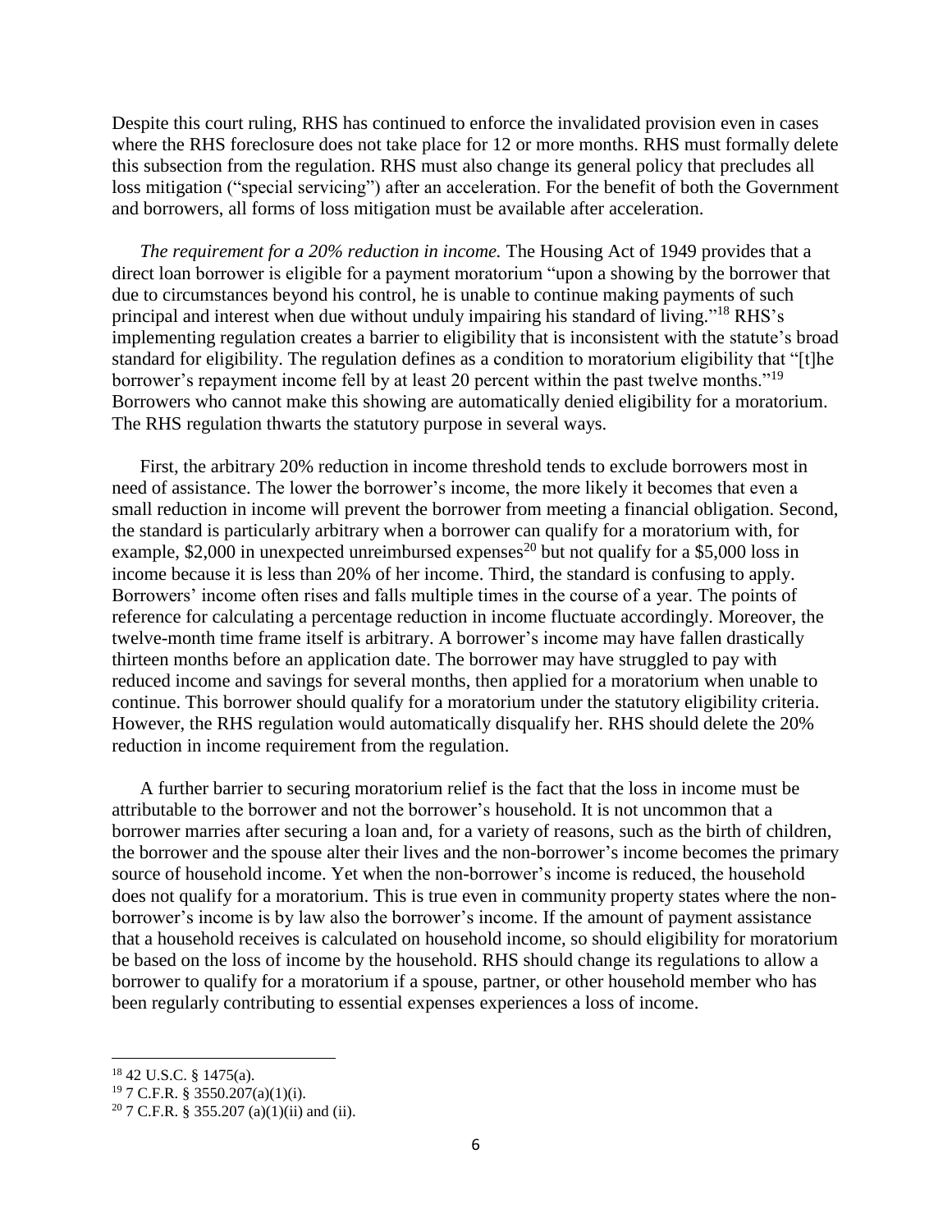Despite this court ruling, RHS has continued to enforce the invalidated provision even in cases where the RHS foreclosure does not take place for 12 or more months. RHS must formally delete this subsection from the regulation. RHS must also change its general policy that precludes all loss mitigation ("special servicing") after an acceleration. For the benefit of both the Government and borrowers, all forms of loss mitigation must be available after acceleration.

*The requirement for a 20% reduction in income.* The Housing Act of 1949 provides that a direct loan borrower is eligible for a payment moratorium "upon a showing by the borrower that due to circumstances beyond his control, he is unable to continue making payments of such principal and interest when due without unduly impairing his standard of living."[18] RHS's implementing regulation creates a barrier to eligibility that is inconsistent with the statute's broad standard for eligibility. The regulation defines as a condition to moratorium eligibility that "[t]he borrower's repayment income fell by at least 20 percent within the past twelve months."[19] Borrowers who cannot make this showing are automatically denied eligibility for a moratorium. The RHS regulation thwarts the statutory purpose in several ways.

First, the arbitrary 20% reduction in income threshold tends to exclude borrowers most in need of assistance. The lower the borrower's income, the more likely it becomes that even a small reduction in income will prevent the borrower from meeting a financial obligation. Second, the standard is particularly arbitrary when a borrower can qualify for a moratorium with, for example, $2,000 in unexpected unreimbursed expenses[20] but not qualify for a $5,000 loss in income because it is less than 20% of her income. Third, the standard is confusing to apply. Borrowers' income often rises and falls multiple times in the course of a year. The points of reference for calculating a percentage reduction in income fluctuate accordingly. Moreover, the twelve-month time frame itself is arbitrary. A borrower's income may have fallen drastically thirteen months before an application date. The borrower may have struggled to pay with reduced income and savings for several months, then applied for a moratorium when unable to continue. This borrower should qualify for a moratorium under the statutory eligibility criteria. However, the RHS regulation would automatically disqualify her. RHS should delete the 20% reduction in income requirement from the regulation.

A further barrier to securing moratorium relief is the fact that the loss in income must be attributable to the borrower and not the borrower's household. It is not uncommon that a borrower marries after securing a loan and, for a variety of reasons, such as the birth of children, the borrower and the spouse alter their lives and the non-borrower's income becomes the primary source of household income. Yet when the non-borrower's income is reduced, the household does not qualify for a moratorium. This is true even in community property states where the non-borrower's income is by law also the borrower's income. If the amount of payment assistance that a household receives is calculated on household income, so should eligibility for moratorium be based on the loss of income by the household. RHS should change its regulations to allow a borrower to qualify for a moratorium if a spouse, partner, or other household member who has been regularly contributing to essential expenses experiences a loss of income.

---

[18] 42 U.S.C. § 1475(a).

[19] 7 C.F.R. § 3550.207(a)(1)(i).

[20] 7 C.F.R. § 355.207 (a)(1)(ii) and (ii).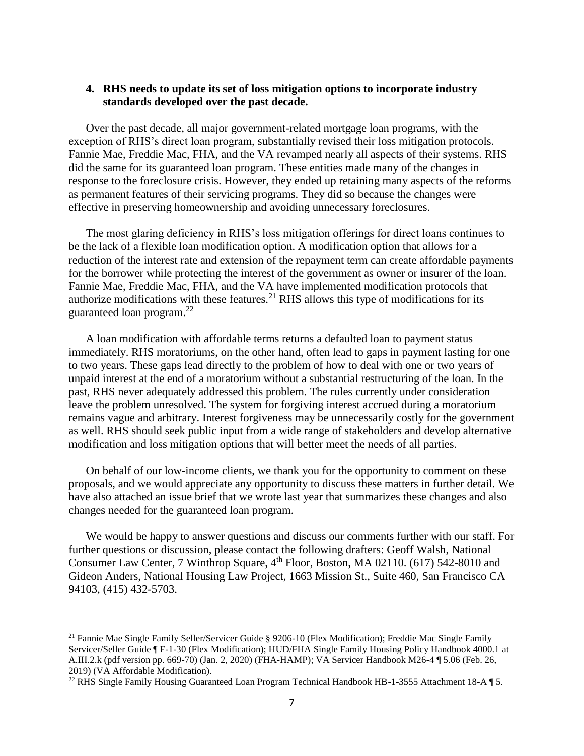**4. RHS needs to update its set of loss mitigation options to incorporate industry standards developed over the past decade.**

Over the past decade, all major government-related mortgage loan programs, with the exception of RHS's direct loan program, substantially revised their loss mitigation protocols. Fannie Mae, Freddie Mac, FHA, and the VA revamped nearly all aspects of their systems. RHS did the same for its guaranteed loan program. These entities made many of the changes in response to the foreclosure crisis. However, they ended up retaining many aspects of the reforms as permanent features of their servicing programs. They did so because the changes were effective in preserving homeownership and avoiding unnecessary foreclosures.

The most glaring deficiency in RHS's loss mitigation offerings for direct loans continues to be the lack of a flexible loan modification option. A modification option that allows for a reduction of the interest rate and extension of the repayment term can create affordable payments for the borrower while protecting the interest of the government as owner or insurer of the loan. Fannie Mae, Freddie Mac, FHA, and the VA have implemented modification protocols that authorize modifications with these features.[21] RHS allows this type of modifications for its guaranteed loan program.[22]

A loan modification with affordable terms returns a defaulted loan to payment status immediately. RHS moratoriums, on the other hand, often lead to gaps in payment lasting for one to two years. These gaps lead directly to the problem of how to deal with one or two years of unpaid interest at the end of a moratorium without a substantial restructuring of the loan. In the past, RHS never adequately addressed this problem. The rules currently under consideration leave the problem unresolved. The system for forgiving interest accrued during a moratorium remains vague and arbitrary. Interest forgiveness may be unnecessarily costly for the government as well. RHS should seek public input from a wide range of stakeholders and develop alternative modification and loss mitigation options that will better meet the needs of all parties.

On behalf of our low-income clients, we thank you for the opportunity to comment on these proposals, and we would appreciate any opportunity to discuss these matters in further detail. We have also attached an issue brief that we wrote last year that summarizes these changes and also changes needed for the guaranteed loan program.

We would be happy to answer questions and discuss our comments further with our staff. For further questions or discussion, please contact the following drafters: Geoff Walsh, National Consumer Law Center, 7 Winthrop Square, 4th Floor, Boston, MA 02110. (617) 542-8010 and Gideon Anders, National Housing Law Project, 1663 Mission St., Suite 460, San Francisco CA 94103, (415) 432-5703.

---

[21] Fannie Mae Single Family Seller/Servicer Guide § 9206-10 (Flex Modification); Freddie Mac Single Family Servicer/Seller Guide ¶ F-1-30 (Flex Modification); HUD/FHA Single Family Housing Policy Handbook 4000.1 at A.III.2.k (pdf version pp. 669-70) (Jan. 2, 2020) (FHA-HAMP); VA Servicer Handbook M26-4 ¶ 5.06 (Feb. 26, 2019) (VA Affordable Modification).

[22] RHS Single Family Housing Guaranteed Loan Program Technical Handbook HB-1-3555 Attachment 18-A ¶ 5.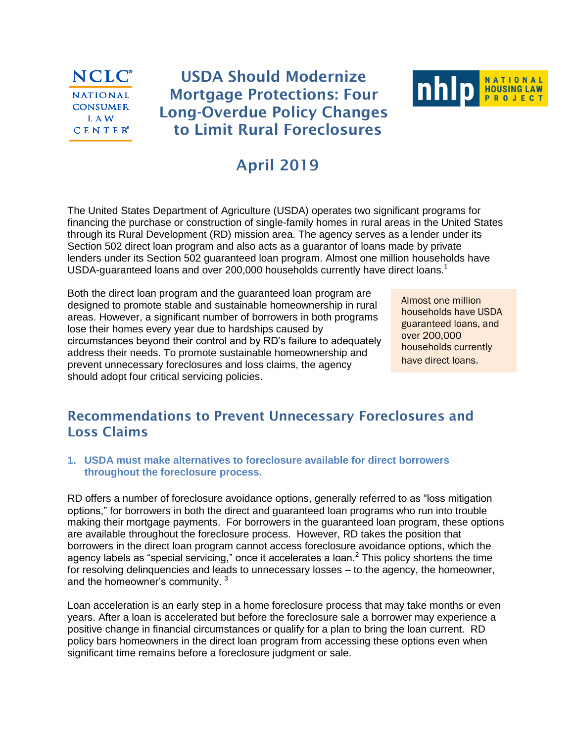NCLC® NATIONAL CONSUMER LAW CENTER®

# USDA Should Modernize Mortgage Protections: Four Long-Overdue Policy Changes to Limit Rural Foreclosures

nhlp NATIONAL HOUSING LAW PROJECT

## April 2019

The United States Department of Agriculture (USDA) operates two significant programs for financing the purchase or construction of single-family homes in rural areas in the United States through its Rural Development (RD) mission area. The agency serves as a lender under its Section 502 direct loan program and also acts as a guarantor of loans made by private lenders under its Section 502 guaranteed loan program. Almost one million households have USDA-guaranteed loans and over 200,000 households currently have direct loans.[1]

Both the direct loan program and the guaranteed loan program are designed to promote stable and sustainable homeownership in rural areas. However, a significant number of borrowers in both programs lose their homes every year due to hardships caused by circumstances beyond their control and by RD's failure to adequately address their needs. To promote sustainable homeownership and prevent unnecessary foreclosures and loss claims, the agency should adopt four critical servicing policies.

> Almost one million households have USDA guaranteed loans, and over 200,000 households currently have direct loans.

## Recommendations to Prevent Unnecessary Foreclosures and Loss Claims

### 1. USDA must make alternatives to foreclosure available for direct borrowers throughout the foreclosure process.

RD offers a number of foreclosure avoidance options, generally referred to as "loss mitigation options," for borrowers in both the direct and guaranteed loan programs who run into trouble making their mortgage payments. For borrowers in the guaranteed loan program, these options are available throughout the foreclosure process. However, RD takes the position that borrowers in the direct loan program cannot access foreclosure avoidance options, which the agency labels as "special servicing," once it accelerates a loan.[2] This policy shortens the time for resolving delinquencies and leads to unnecessary losses – to the agency, the homeowner, and the homeowner's community.[3]

Loan acceleration is an early step in a home foreclosure process that may take months or even years. After a loan is accelerated but before the foreclosure sale a borrower may experience a positive change in financial circumstances or qualify for a plan to bring the loan current. RD policy bars homeowners in the direct loan program from accessing these options even when significant time remains before a foreclosure judgment or sale.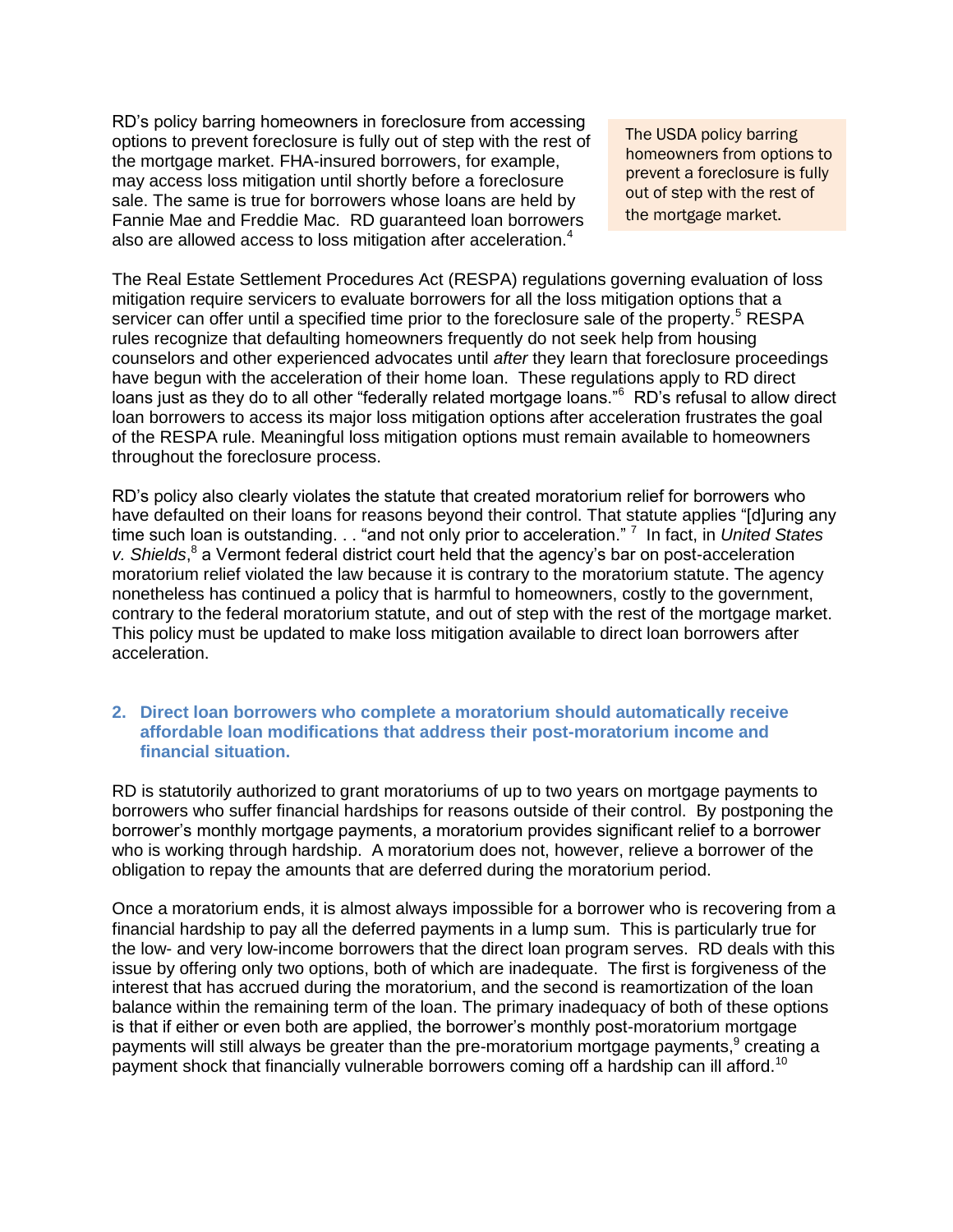RD's policy barring homeowners in foreclosure from accessing options to prevent foreclosure is fully out of step with the rest of the mortgage market. FHA-insured borrowers, for example, may access loss mitigation until shortly before a foreclosure sale. The same is true for borrowers whose loans are held by Fannie Mae and Freddie Mac. RD guaranteed loan borrowers also are allowed access to loss mitigation after acceleration.[4]

> The USDA policy barring homeowners from options to prevent a foreclosure is fully out of step with the rest of the mortgage market.

The Real Estate Settlement Procedures Act (RESPA) regulations governing evaluation of loss mitigation require servicers to evaluate borrowers for all the loss mitigation options that a servicer can offer until a specified time prior to the foreclosure sale of the property.[5] RESPA rules recognize that defaulting homeowners frequently do not seek help from housing counselors and other experienced advocates until *after* they learn that foreclosure proceedings have begun with the acceleration of their home loan. These regulations apply to RD direct loans just as they do to all other "federally related mortgage loans."[6] RD's refusal to allow direct loan borrowers to access its major loss mitigation options after acceleration frustrates the goal of the RESPA rule. Meaningful loss mitigation options must remain available to homeowners throughout the foreclosure process.

RD's policy also clearly violates the statute that created moratorium relief for borrowers who have defaulted on their loans for reasons beyond their control. That statute applies "[d]uring any time such loan is outstanding. . . "and not only prior to acceleration."[7] In fact, in *United States v. Shields*,[8] a Vermont federal district court held that the agency's bar on post-acceleration moratorium relief violated the law because it is contrary to the moratorium statute. The agency nonetheless has continued a policy that is harmful to homeowners, costly to the government, contrary to the federal moratorium statute, and out of step with the rest of the mortgage market. This policy must be updated to make loss mitigation available to direct loan borrowers after acceleration.

### 2. Direct loan borrowers who complete a moratorium should automatically receive affordable loan modifications that address their post-moratorium income and financial situation.

RD is statutorily authorized to grant moratoriums of up to two years on mortgage payments to borrowers who suffer financial hardships for reasons outside of their control. By postponing the borrower's monthly mortgage payments, a moratorium provides significant relief to a borrower who is working through hardship. A moratorium does not, however, relieve a borrower of the obligation to repay the amounts that are deferred during the moratorium period.

Once a moratorium ends, it is almost always impossible for a borrower who is recovering from a financial hardship to pay all the deferred payments in a lump sum. This is particularly true for the low- and very low-income borrowers that the direct loan program serves. RD deals with this issue by offering only two options, both of which are inadequate. The first is forgiveness of the interest that has accrued during the moratorium, and the second is reamortization of the loan balance within the remaining term of the loan. The primary inadequacy of both of these options is that if either or even both are applied, the borrower's monthly post-moratorium mortgage payments will still always be greater than the pre-moratorium mortgage payments,[9] creating a payment shock that financially vulnerable borrowers coming off a hardship can ill afford.[10]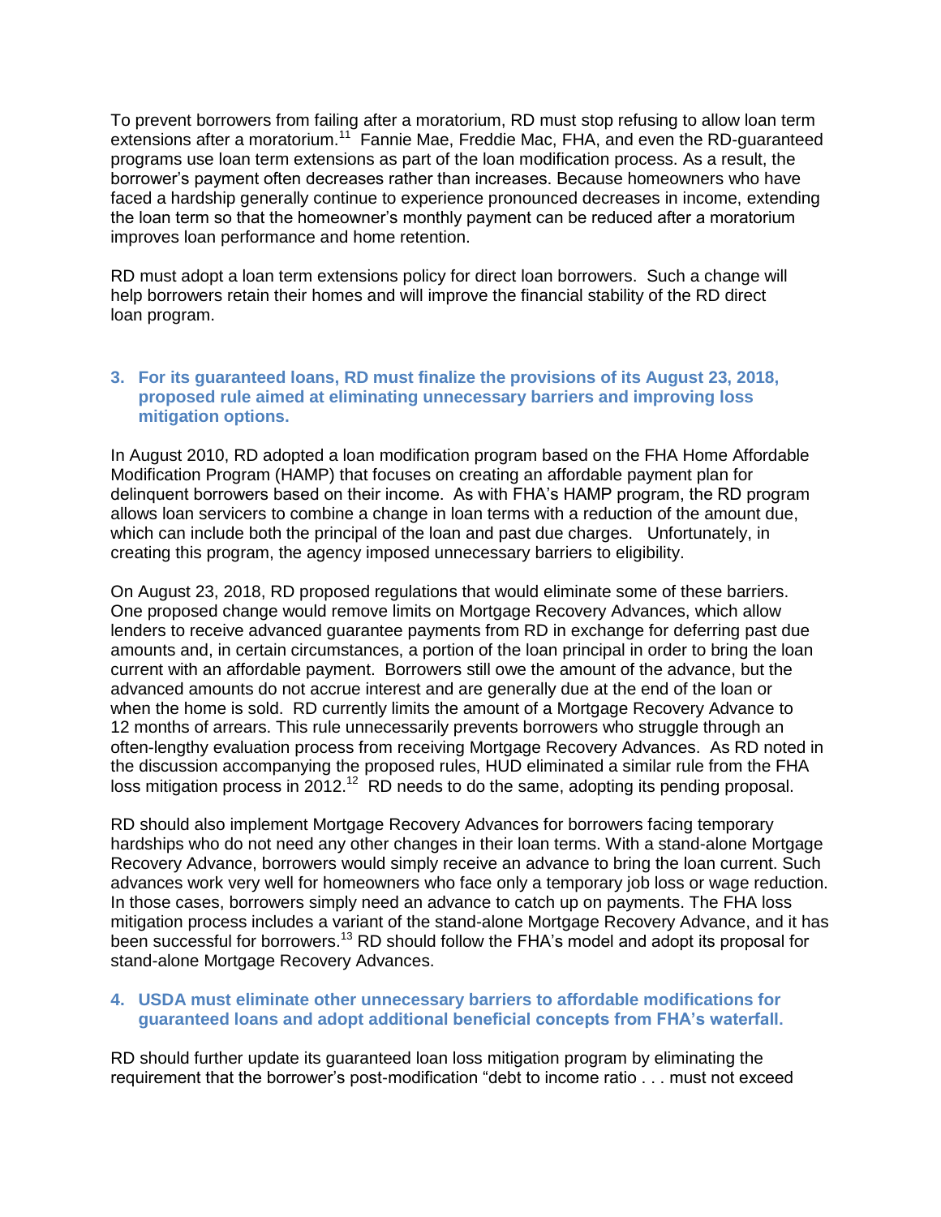To prevent borrowers from failing after a moratorium, RD must stop refusing to allow loan term extensions after a moratorium.[11] Fannie Mae, Freddie Mac, FHA, and even the RD-guaranteed programs use loan term extensions as part of the loan modification process. As a result, the borrower's payment often decreases rather than increases. Because homeowners who have faced a hardship generally continue to experience pronounced decreases in income, extending the loan term so that the homeowner's monthly payment can be reduced after a moratorium improves loan performance and home retention.

RD must adopt a loan term extensions policy for direct loan borrowers. Such a change will help borrowers retain their homes and will improve the financial stability of the RD direct loan program.

### 3. For its guaranteed loans, RD must finalize the provisions of its August 23, 2018, proposed rule aimed at eliminating unnecessary barriers and improving loss mitigation options.

In August 2010, RD adopted a loan modification program based on the FHA Home Affordable Modification Program (HAMP) that focuses on creating an affordable payment plan for delinquent borrowers based on their income. As with FHA's HAMP program, the RD program allows loan servicers to combine a change in loan terms with a reduction of the amount due, which can include both the principal of the loan and past due charges. Unfortunately, in creating this program, the agency imposed unnecessary barriers to eligibility.

On August 23, 2018, RD proposed regulations that would eliminate some of these barriers. One proposed change would remove limits on Mortgage Recovery Advances, which allow lenders to receive advanced guarantee payments from RD in exchange for deferring past due amounts and, in certain circumstances, a portion of the loan principal in order to bring the loan current with an affordable payment. Borrowers still owe the amount of the advance, but the advanced amounts do not accrue interest and are generally due at the end of the loan or when the home is sold. RD currently limits the amount of a Mortgage Recovery Advance to 12 months of arrears. This rule unnecessarily prevents borrowers who struggle through an often-lengthy evaluation process from receiving Mortgage Recovery Advances. As RD noted in the discussion accompanying the proposed rules, HUD eliminated a similar rule from the FHA loss mitigation process in 2012.[12] RD needs to do the same, adopting its pending proposal.

RD should also implement Mortgage Recovery Advances for borrowers facing temporary hardships who do not need any other changes in their loan terms. With a stand-alone Mortgage Recovery Advance, borrowers would simply receive an advance to bring the loan current. Such advances work very well for homeowners who face only a temporary job loss or wage reduction. In those cases, borrowers simply need an advance to catch up on payments. The FHA loss mitigation process includes a variant of the stand-alone Mortgage Recovery Advance, and it has been successful for borrowers.[13] RD should follow the FHA's model and adopt its proposal for stand-alone Mortgage Recovery Advances.

### 4. USDA must eliminate other unnecessary barriers to affordable modifications for guaranteed loans and adopt additional beneficial concepts from FHA's waterfall.

RD should further update its guaranteed loan loss mitigation program by eliminating the requirement that the borrower's post-modification "debt to income ratio . . . must not exceed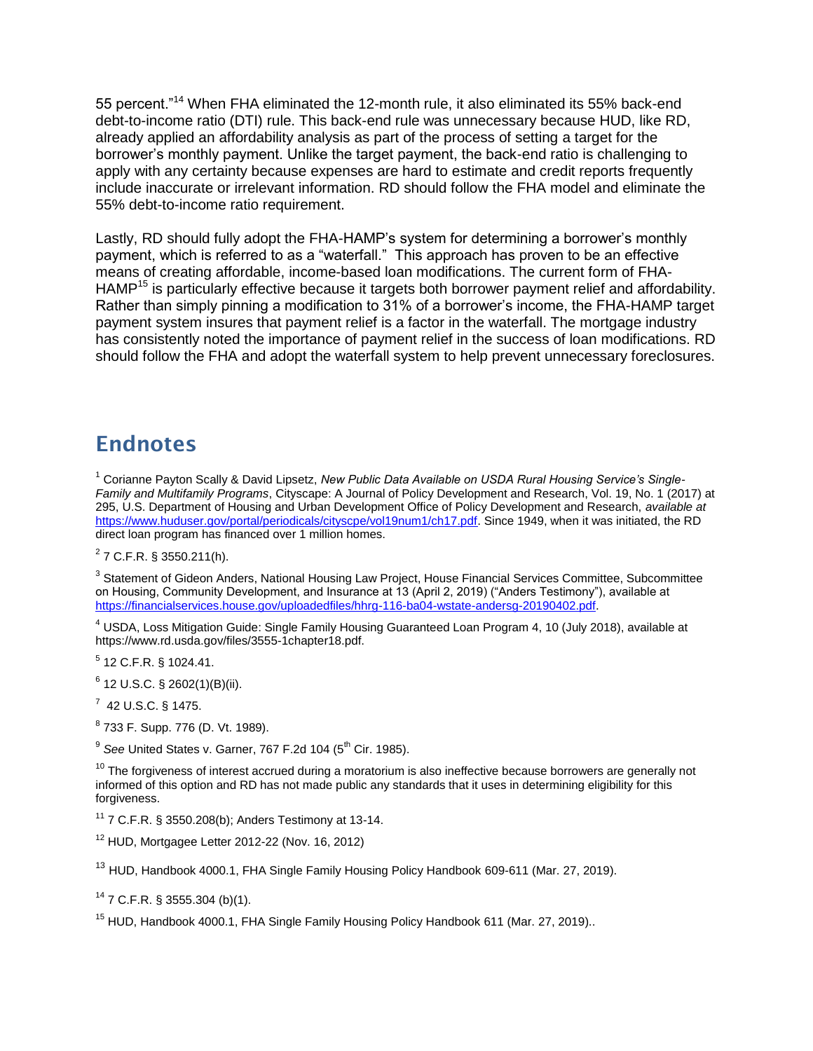55 percent."[14] When FHA eliminated the 12-month rule, it also eliminated its 55% back-end debt-to-income ratio (DTI) rule. This back-end rule was unnecessary because HUD, like RD, already applied an affordability analysis as part of the process of setting a target for the borrower's monthly payment. Unlike the target payment, the back-end ratio is challenging to apply with any certainty because expenses are hard to estimate and credit reports frequently include inaccurate or irrelevant information. RD should follow the FHA model and eliminate the 55% debt-to-income ratio requirement.

Lastly, RD should fully adopt the FHA-HAMP's system for determining a borrower's monthly payment, which is referred to as a "waterfall." This approach has proven to be an effective means of creating affordable, income-based loan modifications. The current form of FHA-HAMP[15] is particularly effective because it targets both borrower payment relief and affordability. Rather than simply pinning a modification to 31% of a borrower's income, the FHA-HAMP target payment system insures that payment relief is a factor in the waterfall. The mortgage industry has consistently noted the importance of payment relief in the success of loan modifications. RD should follow the FHA and adopt the waterfall system to help prevent unnecessary foreclosures.

## Endnotes

[1] Corianne Payton Scally & David Lipsetz, *New Public Data Available on USDA Rural Housing Service's Single-Family and Multifamily Programs*, Cityscape: A Journal of Policy Development and Research, Vol. 19, No. 1 (2017) at 295, U.S. Department of Housing and Urban Development Office of Policy Development and Research, *available at* https://www.huduser.gov/portal/periodicals/cityscpe/vol19num1/ch17.pdf. Since 1949, when it was initiated, the RD direct loan program has financed over 1 million homes.

[2] 7 C.F.R. § 3550.211(h).

[3] Statement of Gideon Anders, National Housing Law Project, House Financial Services Committee, Subcommittee on Housing, Community Development, and Insurance at 13 (April 2, 2019) ("Anders Testimony"), available at https://financialservices.house.gov/uploadedfiles/hhrg-116-ba04-wstate-andersg-20190402.pdf.

[4] USDA, Loss Mitigation Guide: Single Family Housing Guaranteed Loan Program 4, 10 (July 2018), available at https://www.rd.usda.gov/files/3555-1chapter18.pdf.

[5] 12 C.F.R. § 1024.41.

[6] 12 U.S.C. § 2602(1)(B)(ii).

[7] 42 U.S.C. § 1475.

[8] 733 F. Supp. 776 (D. Vt. 1989).

[9] *See* United States v. Garner, 767 F.2d 104 (5th Cir. 1985).

[10] The forgiveness of interest accrued during a moratorium is also ineffective because borrowers are generally not informed of this option and RD has not made public any standards that it uses in determining eligibility for this forgiveness.

[11] 7 C.F.R. § 3550.208(b); Anders Testimony at 13-14.

[12] HUD, Mortgagee Letter 2012-22 (Nov. 16, 2012)

[13] HUD, Handbook 4000.1, FHA Single Family Housing Policy Handbook 609-611 (Mar. 27, 2019).

[14] 7 C.F.R. § 3555.304 (b)(1).

[15] HUD, Handbook 4000.1, FHA Single Family Housing Policy Handbook 611 (Mar. 27, 2019)..